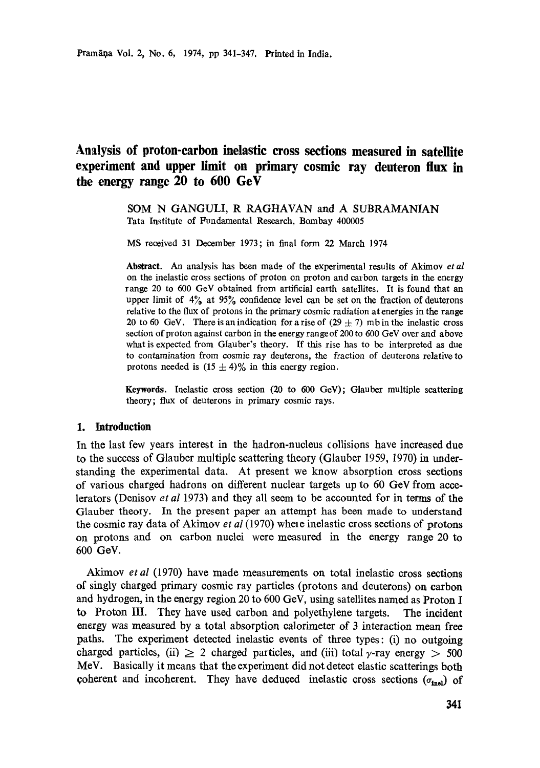# Analysis of proton-carbon inelastic cross sections measured in satellite experiment and upper limit on primary cosmic ray deuteron flux in the energy range 20 to 600 GeV

SOM N GANGULI, R RAGHAVAN and A SUBRAMANIAN

Tata Institute of Fundamental Research, Bombay 400005

MS received 31 December 1973; in final form 22 March 1974

**Abstract.** An analysis has been made of the experimental results of Akimov *et al* on the inelastic cross sections of proton on proton and carbon targets in the energy range 20 to 600 GeV obtained from artificial earth satellites. It is found that an upper limit of 4% at 95% confidence level can be set on the fraction of deuterons relative to the flux of protons in the primary cosmic radiation at energies in the range 20 to 60 GeV. There is an indication for a rise of $(29 \pm 7)$ mb in the inelastic cross section of proton against carbon in the energy range of 200 to 600 GeV over and above what is expected from Glauber's theory. If this rise has to be interpreted as due to contamination from cosmic ray deuterons, the fraction of deuterons relative to protons needed is $(15 \pm 4)\%$ in this energy region.

**Keywords.** Inelastic cross section (20 to 600 GeV); Glauber multiple scattering theory; flux of deuterons in primary cosmic rays.

## 1. Introduction

In the last few years interest in the hadron-nucleus collisions have increased due to the success of Glauber multiple scattering theory (Glauber 1959, 1970) in understanding the experimental data. At present we know absorption cross sections of various charged hadrons on different nuclear targets up to 60 GeV from accelerators (Denisov *et al* 1973) and they all seem to be accounted for in terms of the Glauber theory. In the present paper an attempt has been made to understand the cosmic ray data of Akimov *et al* (1970) where inelastic cross sections of protons on protons and on carbon nuclei were measured in the energy range 20 to 600 GeV.

Akimov *et al* (1970) have made measurements on total inelastic cross sections of singly charged primary cosmic ray particles (protons and deuterons) on carbon and hydrogen, in the energy region 20 to 600 GeV, using satellites named as Proton I to Proton III. They have used carbon and polyethylene targets. The incident energy was measured by a total absorption calorimeter of 3 interaction mean free paths. The experiment detected inelastic events of three types: (i) no outgoing charged particles, (ii) $\geq 2$ charged particles, and (iii) total $\gamma$-ray energy $> 500$ MeV. Basically it means that the experiment did not detect elastic scatterings both coherent and incoherent. They have deduced inelastic cross sections ($\sigma_{\text{inel}}$) of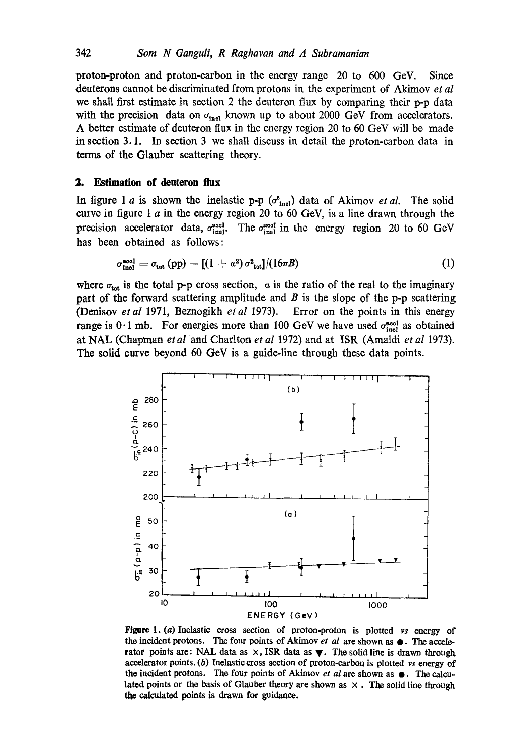proton-proton and proton-carbon in the energy range 20 to 600 GeV. Since deuterons cannot be discriminated from protons in the experiment of Akimov *et al* we shall first estimate in section 2 the deuteron flux by comparing their p-p data with the precision data on $\sigma_{\text{inel}}$ known up to about 2000 GeV from accelerators. A better estimate of deuteron flux in the energy region 20 to 60 GeV will be made in section 3.1. In section 3 we shall discuss in detail the proton-carbon data in terms of the Glauber scattering theory.

## 2. Estimation of deuteron flux

In figure 1 *a* is shown the inelastic p-p ($\sigma^{s}_{\text{inel}}$) data of Akimov *et al.* The solid curve in figure 1 *a* in the energy region 20 to 60 GeV, is a line drawn through the precision accelerator data, $\sigma^{\text{accl}}_{\text{inel}}$. The $\sigma^{\text{accl}}_{\text{inel}}$ in the energy region 20 to 60 GeV has been obtained as follows:

$$\sigma^{\text{accl}}_{\text{inel}} = \sigma_{\text{tot}}\,(\text{pp}) - [(1 + a^2)\,\sigma^2_{\text{tot}}]/(16\pi B) \tag{1}$$

where $\sigma_{\text{tot}}$ is the total p-p cross section, $a$ is the ratio of the real to the imaginary part of the forward scattering amplitude and $B$ is the slope of the p-p scattering (Denisov *et al* 1971, Beznogikh *et al* 1973). Error on the points in this energy range is 0·1 mb. For energies more than 100 GeV we have used $\sigma^{\text{accl}}_{\text{inel}}$ as obtained at NAL (Chapman *et al* and Charlton *et al* 1972) and at ISR (Amaldi *et al* 1973). The solid curve beyond 60 GeV is a guide-line through these data points.

**Figure 1.** (*a*) Inelastic cross section of proton-proton is plotted *vs* energy of the incident protons. The four points of Akimov *et al* are shown as ●. The accelerator points are: NAL data as ×, ISR data as ▼. The solid line is drawn through accelerator points. (*b*) Inelastic cross section of proton-carbon is plotted *vs* energy of the incident protons. The four points of Akimov *et al* are shown as ●. The calculated points on the basis of Glauber theory are shown as ×. The solid line through the calculated points is drawn for guidance.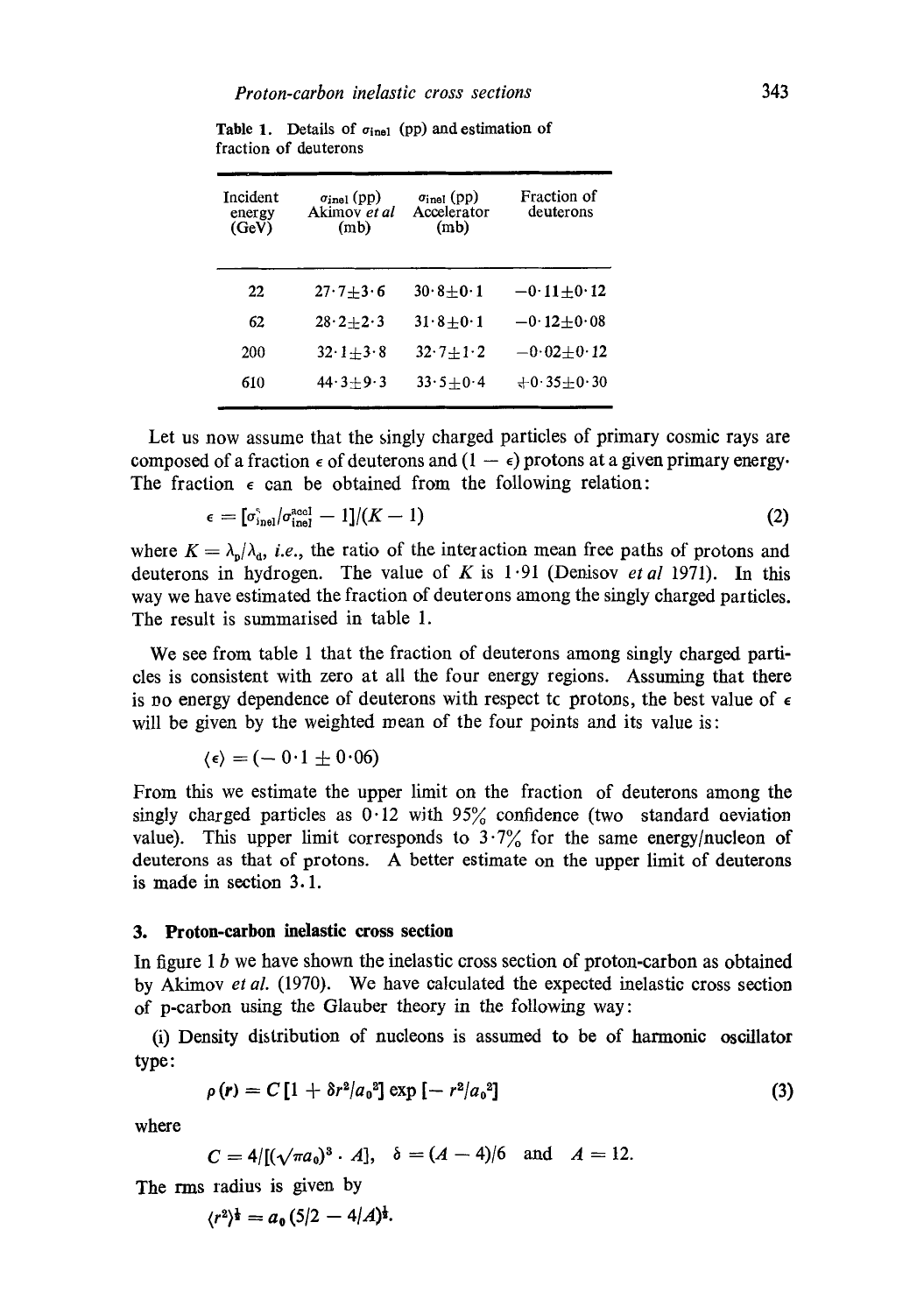Table 1. Details of $\sigma_{\text{inel}}$ (pp) and estimation of fraction of deuterons

| Incident energy (GeV) | $\sigma_{\text{inel}}$ (pp) Akimov *et al* (mb) | $\sigma_{\text{inel}}$ (pp) Accelerator (mb) | Fraction of deuterons |
|---|---|---|---|
| 22 | $27 \cdot 7 \pm 3 \cdot 6$ | $30 \cdot 8 \pm 0 \cdot 1$ | $-0 \cdot 11 \pm 0 \cdot 12$ |
| 62 | $28 \cdot 2 \pm 2 \cdot 3$ | $31 \cdot 8 \pm 0 \cdot 1$ | $-0 \cdot 12 \pm 0 \cdot 08$ |
| 200 | $32 \cdot 1 \pm 3 \cdot 8$ | $32 \cdot 7 \pm 1 \cdot 2$ | $-0 \cdot 02 \pm 0 \cdot 12$ |
| 610 | $44 \cdot 3 \pm 9 \cdot 3$ | $33 \cdot 5 \pm 0 \cdot 4$ | $+0 \cdot 35 \pm 0 \cdot 30$ |

Let us now assume that the singly charged particles of primary cosmic rays are composed of a fraction $\epsilon$ of deuterons and $(1 - \epsilon)$ protons at a given primary energy. The fraction $\epsilon$ can be obtained from the following relation:

$$\epsilon = [\sigma_{\text{inel}}^{c}/\sigma_{\text{inel}}^{\text{accl}} - 1]/(K - 1) \tag{2}$$

where $K = \lambda_p/\lambda_d$, *i.e.*, the ratio of the interaction mean free paths of protons and deuterons in hydrogen. The value of $K$ is $1 \cdot 91$ (Denisov *et al* 1971). In this way we have estimated the fraction of deuterons among the singly charged particles. The result is summarised in table 1.

We see from table 1 that the fraction of deuterons among singly charged particles is consistent with zero at all the four energy regions. Assuming that there is no energy dependence of deuterons with respect to protons, the best value of $\epsilon$ will be given by the weighted mean of the four points and its value is:

$$\langle \epsilon \rangle = (-0 \cdot 1 \pm 0 \cdot 06)$$

From this we estimate the upper limit on the fraction of deuterons among the singly charged particles as $0 \cdot 12$ with 95% confidence (two standard deviation value). This upper limit corresponds to $3 \cdot 7$% for the same energy/nucleon of deuterons as that of protons. A better estimate on the upper limit of deuterons is made in section 3.1.

## 3. Proton-carbon inelastic cross section

In figure 1 *b* we have shown the inelastic cross section of proton-carbon as obtained by Akimov *et al.* (1970). We have calculated the expected inelastic cross section of p-carbon using the Glauber theory in the following way:

(i) Density distribution of nucleons is assumed to be of harmonic oscillator type:

$$\rho(r) = C[1 + \delta r^2/a_0^2] \exp[-r^2/a_0^2] \tag{3}$$

where

$$C = 4/[(\sqrt{\pi} a_0)^3 \cdot A], \quad \delta = (A - 4)/6 \quad \text{and} \quad A = 12.$$

The rms radius is given by

$$\langle r^2 \rangle^{\frac{1}{2}} = a_0 (5/2 - 4/A)^{\frac{1}{2}}.$$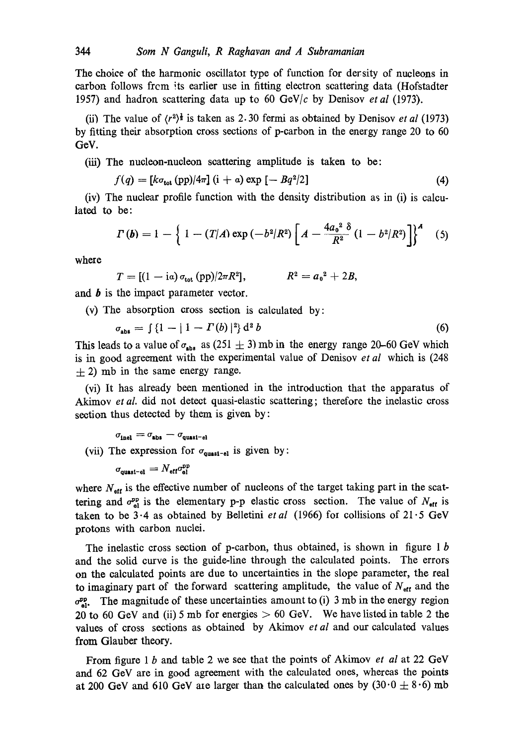The choice of the harmonic oscillator type of function for density of nucleons in carbon follows from its earlier use in fitting electron scattering data (Hofstadter 1957) and hadron scattering data up to 60 GeV/$c$ by Denisov *et al* (1973).

(ii) The value of $\langle r^2 \rangle^{\frac{1}{2}}$ is taken as 2.30 fermi as obtained by Denisov *et al* (1973) by fitting their absorption cross sections of p-carbon in the energy range 20 to 60 GeV.

(iii) The nucleon-nucleon scattering amplitude is taken to be:

$$f(q) = [k\sigma_{\rm tot}\,({\rm pp})/4\pi]\,(i + \alpha)\exp\,[-Bq^2/2] \tag{4}$$

(iv) The nuclear profile function with the density distribution as in (i) is calculated to be:

$$\Gamma(\boldsymbol{b}) = 1 - \left\{ 1 - (T/A)\exp\,(-b^2/R^2)\left[A - \frac{4a_0^2\,\delta}{R^2}\,(1 - b^2/R^2)\right]\right\}^A \tag{5}$$

where

$$T = [(1 - i\alpha)\,\sigma_{\rm tot}\,({\rm pp})/2\pi R^2], \qquad R^2 = a_0^2 + 2B,$$

and $\boldsymbol{b}$ is the impact parameter vector.

(v) The absorption cross section is calculated by:

$$\sigma_{\rm abs} = \int \{1 - |\,1 - \Gamma(b)\,|^2\}\,{\rm d}^2 b \tag{6}$$

This leads to a value of $\sigma_{\rm abs}$ as $(251 \pm 3)$ mb in the energy range 20–60 GeV which is in good agreement with the experimental value of Denisov *et al* which is $(248 \pm 2)$ mb in the same energy range.

(vi) It has already been mentioned in the introduction that the apparatus of Akimov *et al.* did not detect quasi-elastic scattering; therefore the inelastic cross section thus detected by them is given by:

$$\sigma_{\rm inel} = \sigma_{\rm abs} - \sigma_{\rm quasi-el}$$

(vii) The expression for $\sigma_{\rm quasi-el}$ is given by:

$$\sigma_{\rm quasi-el} = N_{\rm eff}\,\sigma_{\rm el}^{\rm pp}$$

where $N_{\rm eff}$ is the effective number of nucleons of the target taking part in the scattering and $\sigma_{\rm el}^{\rm pp}$ is the elementary p-p elastic cross section. The value of $N_{\rm eff}$ is taken to be 3·4 as obtained by Belletini *et al* (1966) for collisions of 21·5 GeV protons with carbon nuclei.

The inelastic cross section of p-carbon, thus obtained, is shown in figure 1 *b* and the solid curve is the guide-line through the calculated points. The errors on the calculated points are due to uncertainties in the slope parameter, the real to imaginary part of the forward scattering amplitude, the value of $N_{\rm eff}$ and the $\sigma_{\rm el}^{\rm pp}$. The magnitude of these uncertainties amount to (i) 3 mb in the energy region 20 to 60 GeV and (ii) 5 mb for energies $> 60$ GeV. We have listed in table 2 the values of cross sections as obtained by Akimov *et al* and our calculated values from Glauber theory.

From figure 1 *b* and table 2 we see that the points of Akimov *et al* at 22 GeV and 62 GeV are in good agreement with the calculated ones, whereas the points at 200 GeV and 610 GeV are larger than the calculated ones by $(30{\cdot}0 \pm 8{\cdot}6)$ mb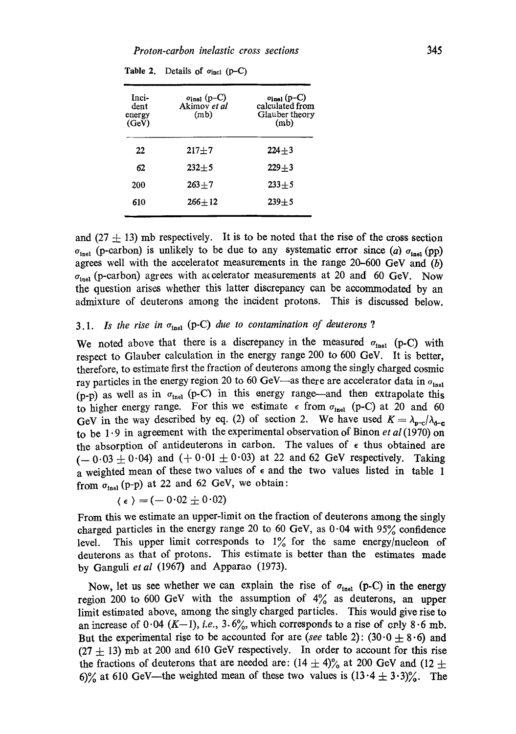Table 2. Details of $\sigma_{incl}$ (p–C)

| Incident energy (GeV) | $\sigma_{inel}$ (p–C) Akimov *et al* (mb) | $\sigma_{inel}$ (p–C) calculated from Glauber theory (mb) |
|---|---|---|
| 22 | 217±7 | 224±3 |
| 62 | 232±5 | 229±3 |
| 200 | 263±7 | 233±5 |
| 610 | 266±12 | 239±5 |

and (27 ± 13) mb respectively. It is to be noted that the rise of the cross section $\sigma_{inel}$ (p-carbon) is unlikely to be due to any systematic error since (*a*) $\sigma_{inel}$ (pp) agrees well with the accelerator measurements in the range 20–600 GeV and (*b*) $\sigma_{inel}$ (p-carbon) agrees with accelerator measurements at 20 and 60 GeV. Now the question arises whether this latter discrepancy can be accommodated by an admixture of deuterons among the incident protons. This is discussed below.

### 3.1. *Is the rise in $\sigma_{inel}$ (p-C) due to contamination of deuterons ?*

We noted above that there is a discrepancy in the measured $\sigma_{inel}$ (p-C) with respect to Glauber calculation in the energy range 200 to 600 GeV. It is better, therefore, to estimate first the fraction of deuterons among the singly charged cosmic ray particles in the energy region 20 to 60 GeV—as there are accelerator data in $\sigma_{inel}$ (p-p) as well as in $\sigma_{inel}$ (p-C) in this energy range—and then extrapolate this to higher energy range. For this we estimate $\epsilon$ from $\sigma_{inel}$ (p-C) at 20 and 60 GeV in the way described by eq. (2) of section 2. We have used $K = \lambda_{p\text{-}c}/\lambda_{d\text{-}c}$ to be 1·9 in agreement with the experimental observation of Binon *et al* (1970) on the absorption of antideuterons in carbon. The values of $\epsilon$ thus obtained are ($-$ 0·03 ± 0·04) and (+ 0·01 ± 0·03) at 22 and 62 GeV respectively. Taking a weighted mean of these two values of $\epsilon$ and the two values listed in table 1 from $\sigma_{inel}$ (p-p) at 22 and 62 GeV, we obtain:

$$\langle \epsilon \rangle = (-\,0{\cdot}02 \pm 0{\cdot}02)$$

From this we estimate an upper-limit on the fraction of deuterons among the singly charged particles in the energy range 20 to 60 GeV, as 0·04 with 95% confidence level. This upper limit corresponds to 1% for the same energy/nucleon of deuterons as that of protons. This estimate is better than the estimates made by Ganguli *et al* (1967) and Apparao (1973).

Now, let us see whether we can explain the rise of $\sigma_{inel}$ (p-C) in the energy region 200 to 600 GeV with the assumption of 4% as deuterons, an upper limit estimated above, among the singly charged particles. This would give rise to an increase of 0·04 ($K$−1), *i.e.*, 3·6%, which corresponds to a rise of only 8·6 mb. But the experimental rise to be accounted for are (*see* table 2): (30·0 ± 8·6) and (27 ± 13) mb at 200 and 610 GeV respectively. In order to account for this rise the fractions of deuterons that are needed are: (14 ± 4)% at 200 GeV and (12 ± 6)% at 610 GeV—the weighted mean of these two values is (13·4 ± 3·3)%. The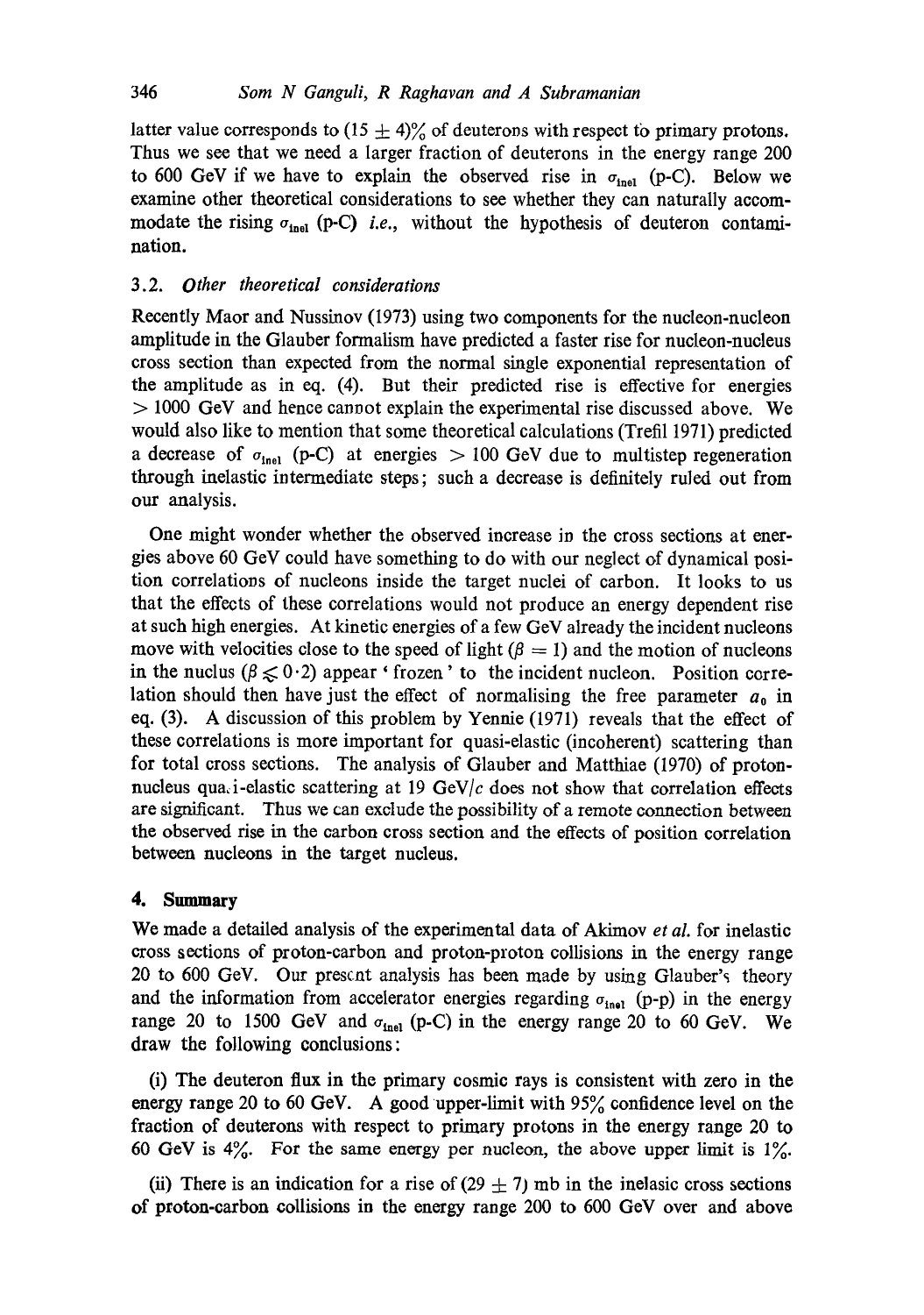latter value corresponds to $(15 \pm 4)\%$ of deuterons with respect to primary protons. Thus we see that we need a larger fraction of deuterons in the energy range 200 to 600 GeV if we have to explain the observed rise in $\sigma_{\text{inel}}$ (p-C). Below we examine other theoretical considerations to see whether they can naturally accommodate the rising $\sigma_{\text{inel}}$ (p-C) *i.e.*, without the hypothesis of deuteron contamination.

### 3.2. *Other theoretical considerations*

Recently Maor and Nussinov (1973) using two components for the nucleon-nucleon amplitude in the Glauber formalism have predicted a faster rise for nucleon-nucleus cross section than expected from the normal single exponential representation of the amplitude as in eq. (4). But their predicted rise is effective for energies $> 1000$ GeV and hence cannot explain the experimental rise discussed above. We would also like to mention that some theoretical calculations (Trefil 1971) predicted a decrease of $\sigma_{\text{inel}}$ (p-C) at energies $> 100$ GeV due to multistep regeneration through inelastic intermediate steps; such a decrease is definitely ruled out from our analysis.

One might wonder whether the observed increase in the cross sections at energies above 60 GeV could have something to do with our neglect of dynamical position correlations of nucleons inside the target nuclei of carbon. It looks to us that the effects of these correlations would not produce an energy dependent rise at such high energies. At kinetic energies of a few GeV already the incident nucleons move with velocities close to the speed of light ($\beta = 1$) and the motion of nucleons in the nuclus ($\beta \lesssim 0{\cdot}2$) appear ' frozen ' to the incident nucleon. Position correlation should then have just the effect of normalising the free parameter $a_0$ in eq. (3). A discussion of this problem by Yennie (1971) reveals that the effect of these correlations is more important for quasi-elastic (incoherent) scattering than for total cross sections. The analysis of Glauber and Matthiae (1970) of proton-nucleus quasi-elastic scattering at 19 GeV/$c$ does not show that correlation effects are significant. Thus we can exclude the possibility of a remote connection between the observed rise in the carbon cross section and the effects of position correlation between nucleons in the target nucleus.

## 4. Summary

We made a detailed analysis of the experimental data of Akimov *et al.* for inelastic cross sections of proton-carbon and proton-proton collisions in the energy range 20 to 600 GeV. Our present analysis has been made by using Glauber's theory and the information from accelerator energies regarding $\sigma_{\text{inel}}$ (p-p) in the energy range 20 to 1500 GeV and $\sigma_{\text{inel}}$ (p-C) in the energy range 20 to 60 GeV. We draw the following conclusions:

(i) The deuteron flux in the primary cosmic rays is consistent with zero in the energy range 20 to 60 GeV. A good upper-limit with 95% confidence level on the fraction of deuterons with respect to primary protons in the energy range 20 to 60 GeV is 4%. For the same energy per nucleon, the above upper limit is 1%.

(ii) There is an indication for a rise of $(29 \pm 7)$ mb in the inelasic cross sections of proton-carbon collisions in the energy range 200 to 600 GeV over and above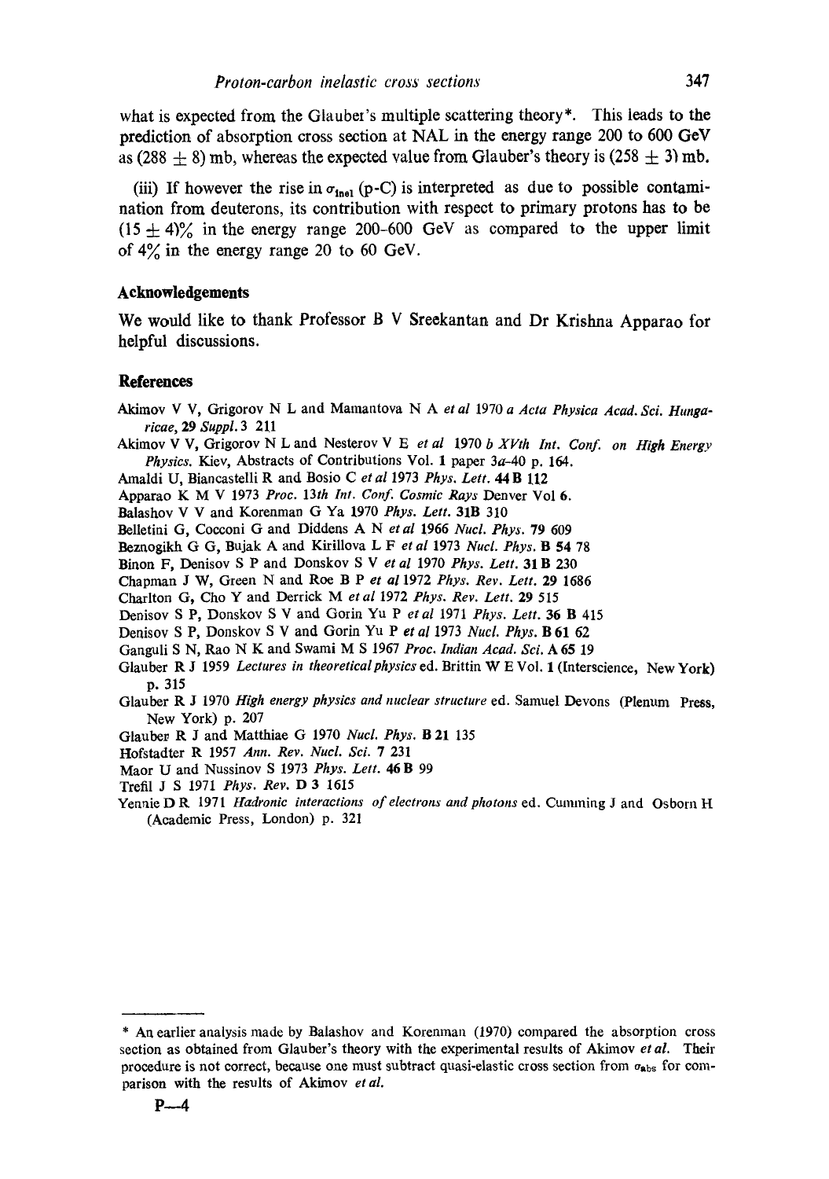what is expected from the Glauber's multiple scattering theory*. This leads to the prediction of absorption cross section at NAL in the energy range 200 to 600 GeV as $(288 \pm 8)$ mb, whereas the expected value from Glauber's theory is $(258 \pm 3)$ mb.

(iii) If however the rise in $\sigma_{\text{inel}}$ (p-C) is interpreted as due to possible contamination from deuterons, its contribution with respect to primary protons has to be $(15 \pm 4)\%$ in the energy range 200–600 GeV as compared to the upper limit of 4% in the energy range 20 to 60 GeV.

## Acknowledgements

We would like to thank Professor B V Sreekantan and Dr Krishna Apparao for helpful discussions.

## References

Akimov V V, Grigorov N L and Mamantova N A *et al* 1970 *a Acta Physica Acad. Sci. Hungaricae*, **29** *Suppl*. 3 211

Akimov V V, Grigorov N L and Nesterov V E *et al* 1970 *b XVth Int. Conf. on High Energy Physics*. Kiev, Abstracts of Contributions Vol. 1 paper 3*a*-40 p. 164.

Amaldi U, Biancastelli R and Bosio C *et al* 1973 *Phys. Lett.* **44 B** 112

Apparao K M V 1973 *Proc. 13th Int. Conf. Cosmic Rays* Denver Vol 6.

Balashov V V and Korenman G Ya 1970 *Phys. Lett.* **31B** 310

Belletini G, Cocconi G and Diddens A N *et al* 1966 *Nucl. Phys.* **79** 609

Beznogikh G G, Bujak A and Kirillova L F *et al* 1973 *Nucl. Phys.* **B 54** 78

Binon F, Denisov S P and Donskov S V *et al* 1970 *Phys. Lett.* **31 B** 230

Chapman J W, Green N and Roe B P *et al* 1972 *Phys. Rev. Lett.* **29** 1686

Charlton G, Cho Y and Derrick M *et al* 1972 *Phys. Rev. Lett.* **29** 515

Denisov S P, Donskov S V and Gorin Yu P *et al* 1971 *Phys. Lett.* **36 B** 415

Denisov S P, Donskov S V and Gorin Yu P *et al* 1973 *Nucl. Phys.* **B 61** 62

Ganguli S N, Rao N K and Swami M S 1967 *Proc. Indian Acad. Sci.* **A 65** 19

Glauber R J 1959 *Lectures in theoretical physics* ed. Brittin W E Vol. 1 (Interscience, New York) p. 315

Glauber R J 1970 *High energy physics and nuclear structure* ed. Samuel Devons (Plenum Press, New York) p. 207

Glauber R J and Matthiae G 1970 *Nucl. Phys.* **B 21** 135

Hofstadter R 1957 *Ann. Rev. Nucl. Sci.* **7** 231

Maor U and Nussinov S 1973 *Phys. Lett.* **46 B** 99

Trefil J S 1971 *Phys. Rev.* **D 3** 1615

Yennie D R 1971 *Hadronic interactions of electrons and photons* ed. Cumming J and Osborn H (Academic Press, London) p. 321

---

\* An earlier analysis made by Balashov and Korenman (1970) compared the absorption cross section as obtained from Glauber's theory with the experimental results of Akimov *et al*. Their procedure is not correct, because one must subtract quasi-elastic cross section from $\sigma_{\text{abs}}$ for comparison with the results of Akimov *et al*.